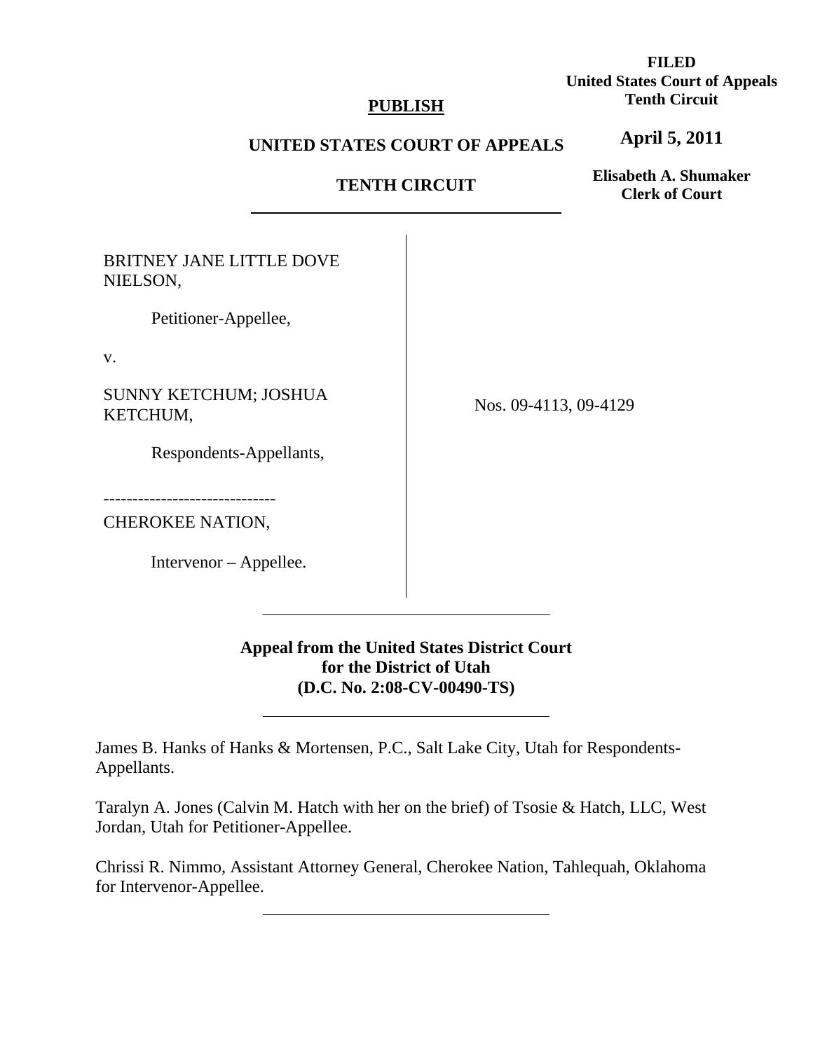**FILED**
**United States Court of Appeals**
**Tenth Circuit**

**April 5, 2011**

**Elisabeth A. Shumaker**
**Clerk of Court**

**PUBLISH**

**UNITED STATES COURT OF APPEALS**

**TENTH CIRCUIT**

---

BRITNEY JANE LITTLE DOVE NIELSON,

Petitioner-Appellee,

v.

SUNNY KETCHUM; JOSHUA KETCHUM,

Respondents-Appellants,

------------------------------

CHEROKEE NATION,

Intervenor – Appellee.

Nos. 09-4113, 09-4129

---

**Appeal from the United States District Court for the District of Utah (D.C. No. 2:08-CV-00490-TS)**

---

James B. Hanks of Hanks & Mortensen, P.C., Salt Lake City, Utah for Respondents-Appellants.

Taralyn A. Jones (Calvin M. Hatch with her on the brief) of Tsosie & Hatch, LLC, West Jordan, Utah for Petitioner-Appellee.

Chrissi R. Nimmo, Assistant Attorney General, Cherokee Nation, Tahlequah, Oklahoma for Intervenor-Appellee.

---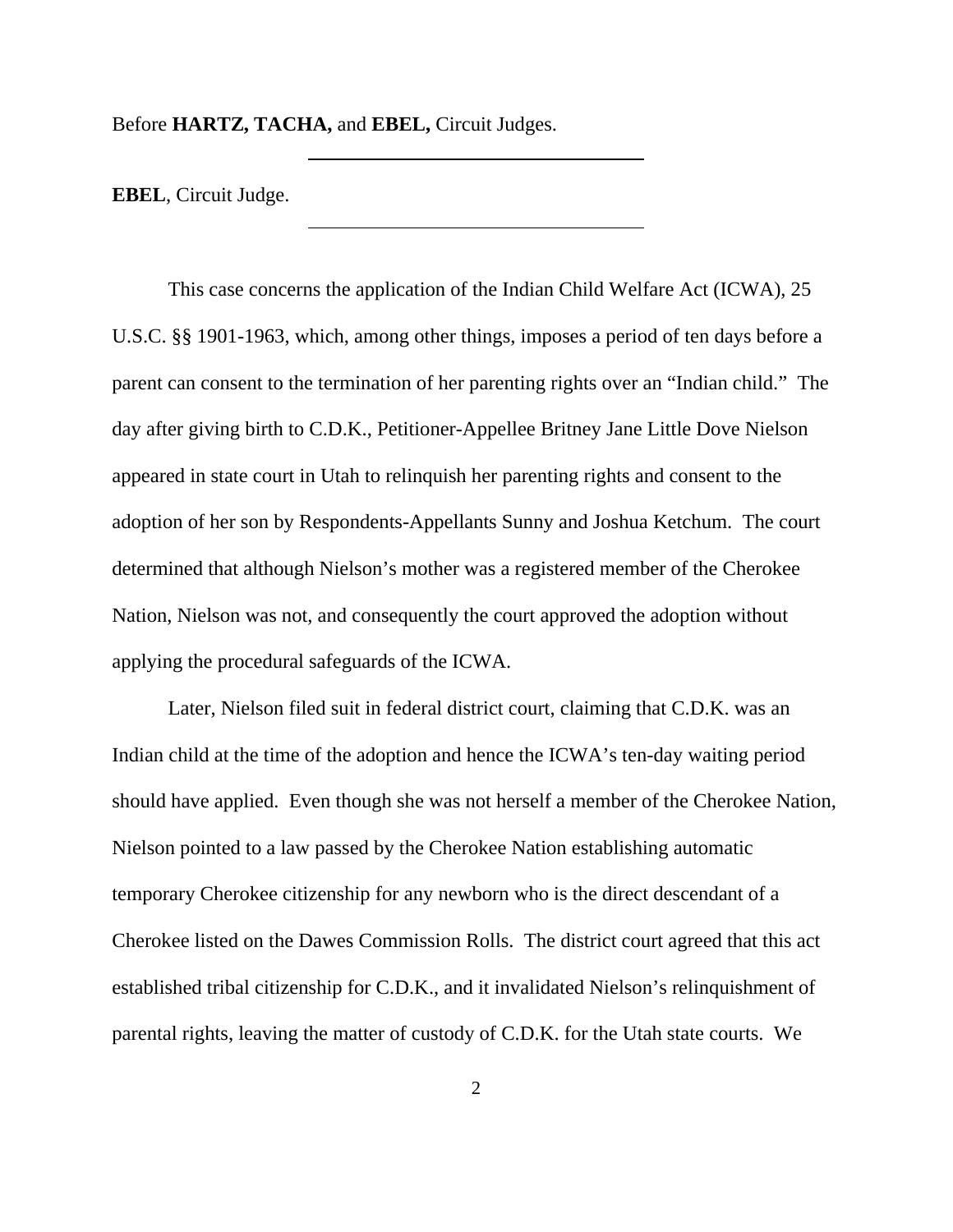Before **HARTZ, TACHA,** and **EBEL,** Circuit Judges.

---

**EBEL**, Circuit Judge.

---

This case concerns the application of the Indian Child Welfare Act (ICWA), 25 U.S.C. §§ 1901-1963, which, among other things, imposes a period of ten days before a parent can consent to the termination of her parenting rights over an "Indian child." The day after giving birth to C.D.K., Petitioner-Appellee Britney Jane Little Dove Nielson appeared in state court in Utah to relinquish her parenting rights and consent to the adoption of her son by Respondents-Appellants Sunny and Joshua Ketchum. The court determined that although Nielson's mother was a registered member of the Cherokee Nation, Nielson was not, and consequently the court approved the adoption without applying the procedural safeguards of the ICWA.

Later, Nielson filed suit in federal district court, claiming that C.D.K. was an Indian child at the time of the adoption and hence the ICWA's ten-day waiting period should have applied. Even though she was not herself a member of the Cherokee Nation, Nielson pointed to a law passed by the Cherokee Nation establishing automatic temporary Cherokee citizenship for any newborn who is the direct descendant of a Cherokee listed on the Dawes Commission Rolls. The district court agreed that this act established tribal citizenship for C.D.K., and it invalidated Nielson's relinquishment of parental rights, leaving the matter of custody of C.D.K. for the Utah state courts. We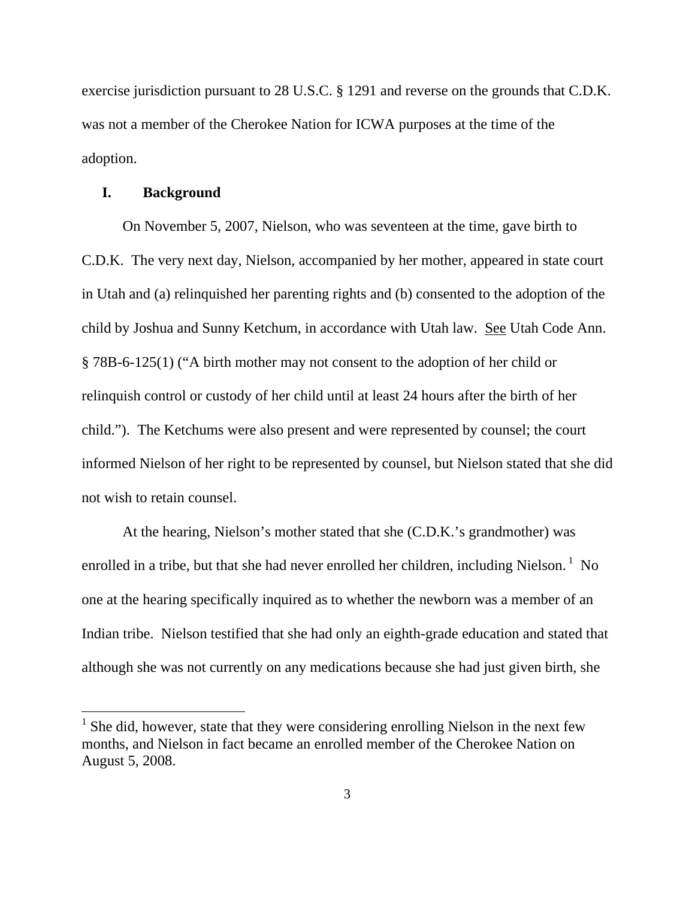exercise jurisdiction pursuant to 28 U.S.C. § 1291 and reverse on the grounds that C.D.K. was not a member of the Cherokee Nation for ICWA purposes at the time of the adoption.

## I. Background

On November 5, 2007, Nielson, who was seventeen at the time, gave birth to C.D.K. The very next day, Nielson, accompanied by her mother, appeared in state court in Utah and (a) relinquished her parenting rights and (b) consented to the adoption of the child by Joshua and Sunny Ketchum, in accordance with Utah law. See Utah Code Ann. § 78B-6-125(1) ("A birth mother may not consent to the adoption of her child or relinquish control or custody of her child until at least 24 hours after the birth of her child."). The Ketchums were also present and were represented by counsel; the court informed Nielson of her right to be represented by counsel, but Nielson stated that she did not wish to retain counsel.

At the hearing, Nielson's mother stated that she (C.D.K.'s grandmother) was enrolled in a tribe, but that she had never enrolled her children, including Nielson.[1] No one at the hearing specifically inquired as to whether the newborn was a member of an Indian tribe. Nielson testified that she had only an eighth-grade education and stated that although she was not currently on any medications because she had just given birth, she

[1] She did, however, state that they were considering enrolling Nielson in the next few months, and Nielson in fact became an enrolled member of the Cherokee Nation on August 5, 2008.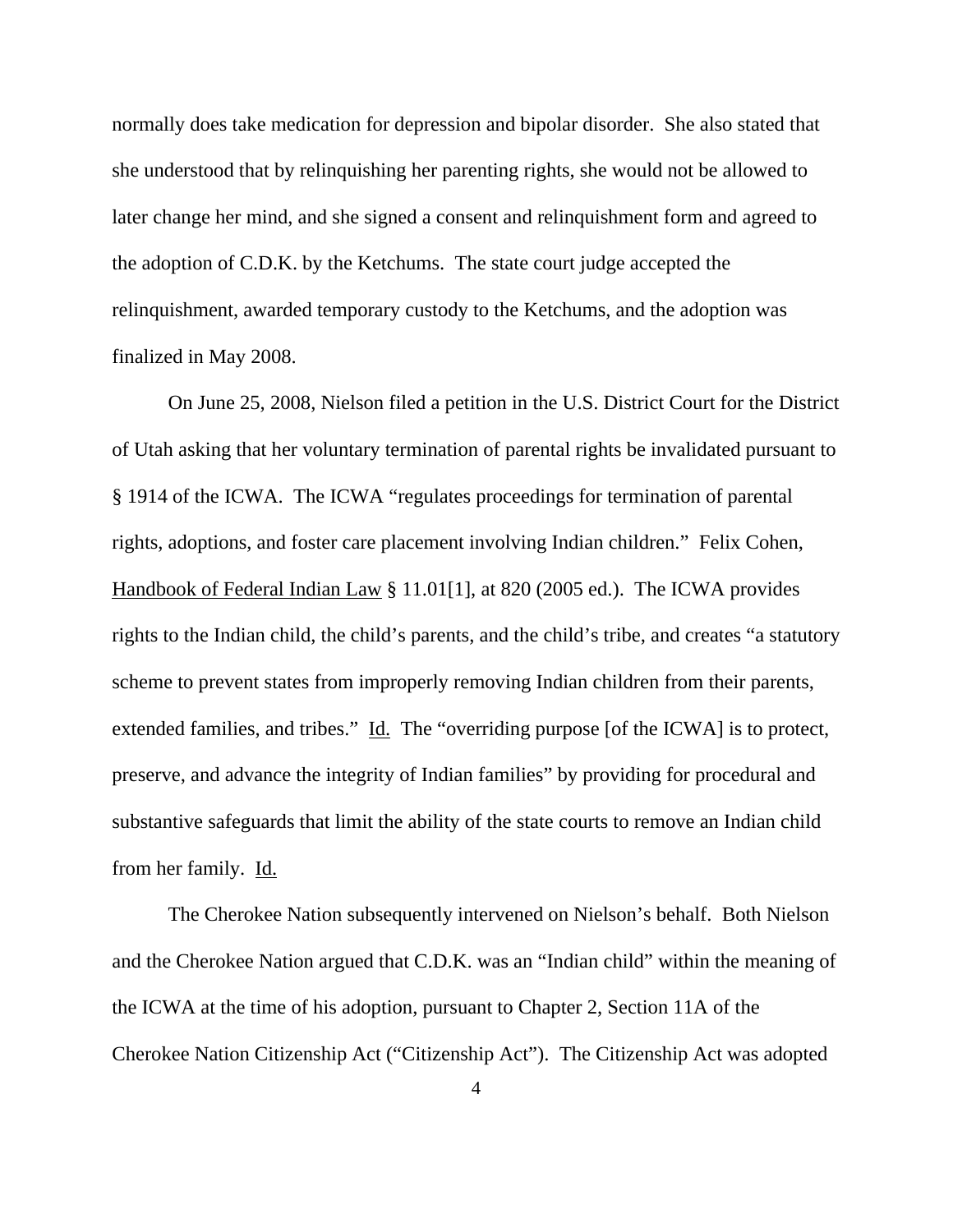normally does take medication for depression and bipolar disorder. She also stated that she understood that by relinquishing her parenting rights, she would not be allowed to later change her mind, and she signed a consent and relinquishment form and agreed to the adoption of C.D.K. by the Ketchums. The state court judge accepted the relinquishment, awarded temporary custody to the Ketchums, and the adoption was finalized in May 2008.

On June 25, 2008, Nielson filed a petition in the U.S. District Court for the District of Utah asking that her voluntary termination of parental rights be invalidated pursuant to § 1914 of the ICWA. The ICWA "regulates proceedings for termination of parental rights, adoptions, and foster care placement involving Indian children." Felix Cohen, Handbook of Federal Indian Law § 11.01[1], at 820 (2005 ed.). The ICWA provides rights to the Indian child, the child's parents, and the child's tribe, and creates "a statutory scheme to prevent states from improperly removing Indian children from their parents, extended families, and tribes." Id. The "overriding purpose [of the ICWA] is to protect, preserve, and advance the integrity of Indian families" by providing for procedural and substantive safeguards that limit the ability of the state courts to remove an Indian child from her family. Id.

The Cherokee Nation subsequently intervened on Nielson's behalf. Both Nielson and the Cherokee Nation argued that C.D.K. was an "Indian child" within the meaning of the ICWA at the time of his adoption, pursuant to Chapter 2, Section 11A of the Cherokee Nation Citizenship Act ("Citizenship Act"). The Citizenship Act was adopted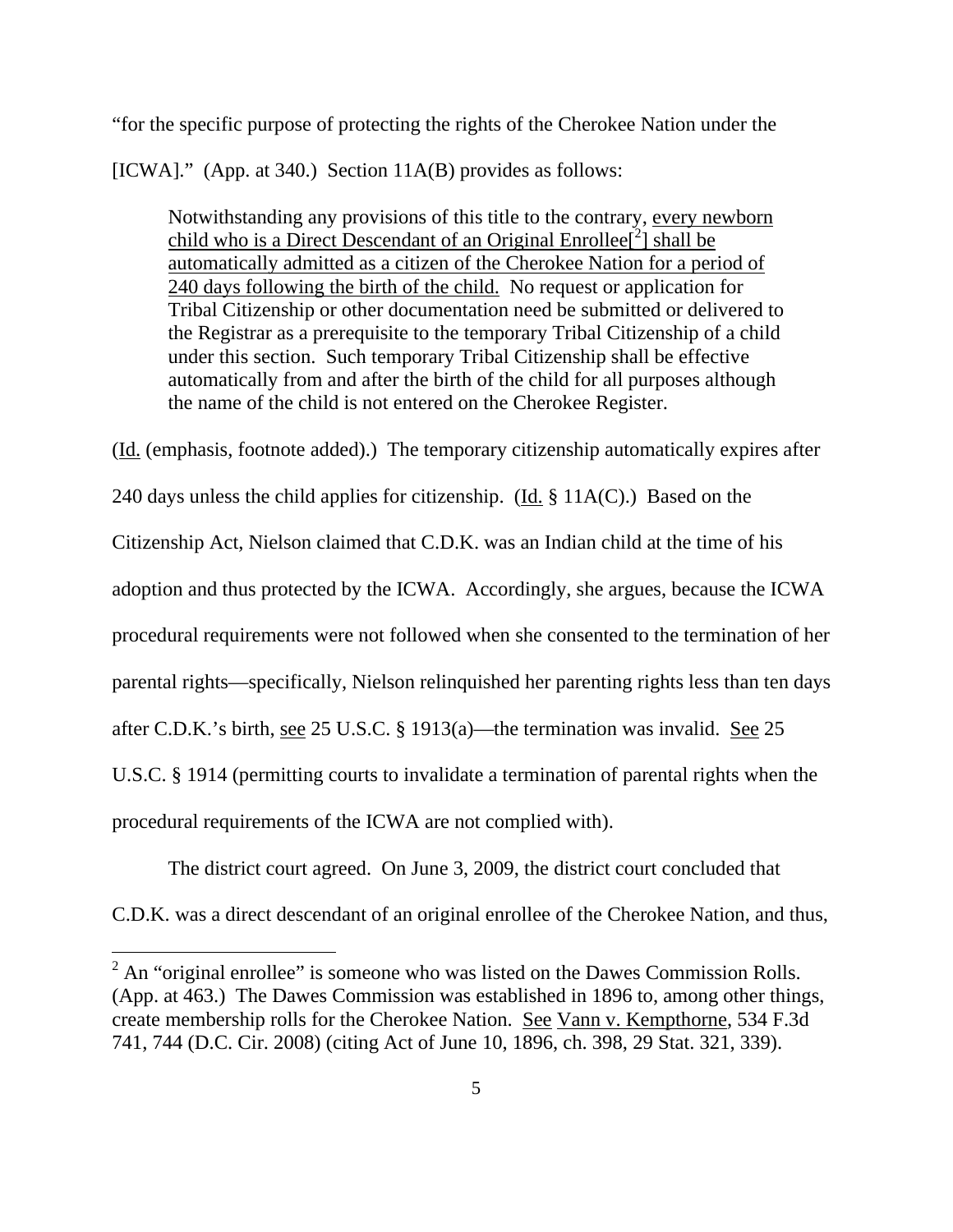"for the specific purpose of protecting the rights of the Cherokee Nation under the [ICWA]." (App. at 340.) Section 11A(B) provides as follows:

> Notwithstanding any provisions of this title to the contrary, every newborn child who is a Direct Descendant of an Original Enrollee[2] shall be automatically admitted as a citizen of the Cherokee Nation for a period of 240 days following the birth of the child. No request or application for Tribal Citizenship or other documentation need be submitted or delivered to the Registrar as a prerequisite to the temporary Tribal Citizenship of a child under this section. Such temporary Tribal Citizenship shall be effective automatically from and after the birth of the child for all purposes although the name of the child is not entered on the Cherokee Register.

(Id. (emphasis, footnote added).) The temporary citizenship automatically expires after 240 days unless the child applies for citizenship. (Id. § 11A(C).) Based on the Citizenship Act, Nielson claimed that C.D.K. was an Indian child at the time of his adoption and thus protected by the ICWA. Accordingly, she argues, because the ICWA procedural requirements were not followed when she consented to the termination of her parental rights—specifically, Nielson relinquished her parenting rights less than ten days after C.D.K.'s birth, see 25 U.S.C. § 1913(a)—the termination was invalid. See 25 U.S.C. § 1914 (permitting courts to invalidate a termination of parental rights when the procedural requirements of the ICWA are not complied with).

The district court agreed. On June 3, 2009, the district court concluded that C.D.K. was a direct descendant of an original enrollee of the Cherokee Nation, and thus,

[2] An "original enrollee" is someone who was listed on the Dawes Commission Rolls. (App. at 463.) The Dawes Commission was established in 1896 to, among other things, create membership rolls for the Cherokee Nation. See Vann v. Kempthorne, 534 F.3d 741, 744 (D.C. Cir. 2008) (citing Act of June 10, 1896, ch. 398, 29 Stat. 321, 339).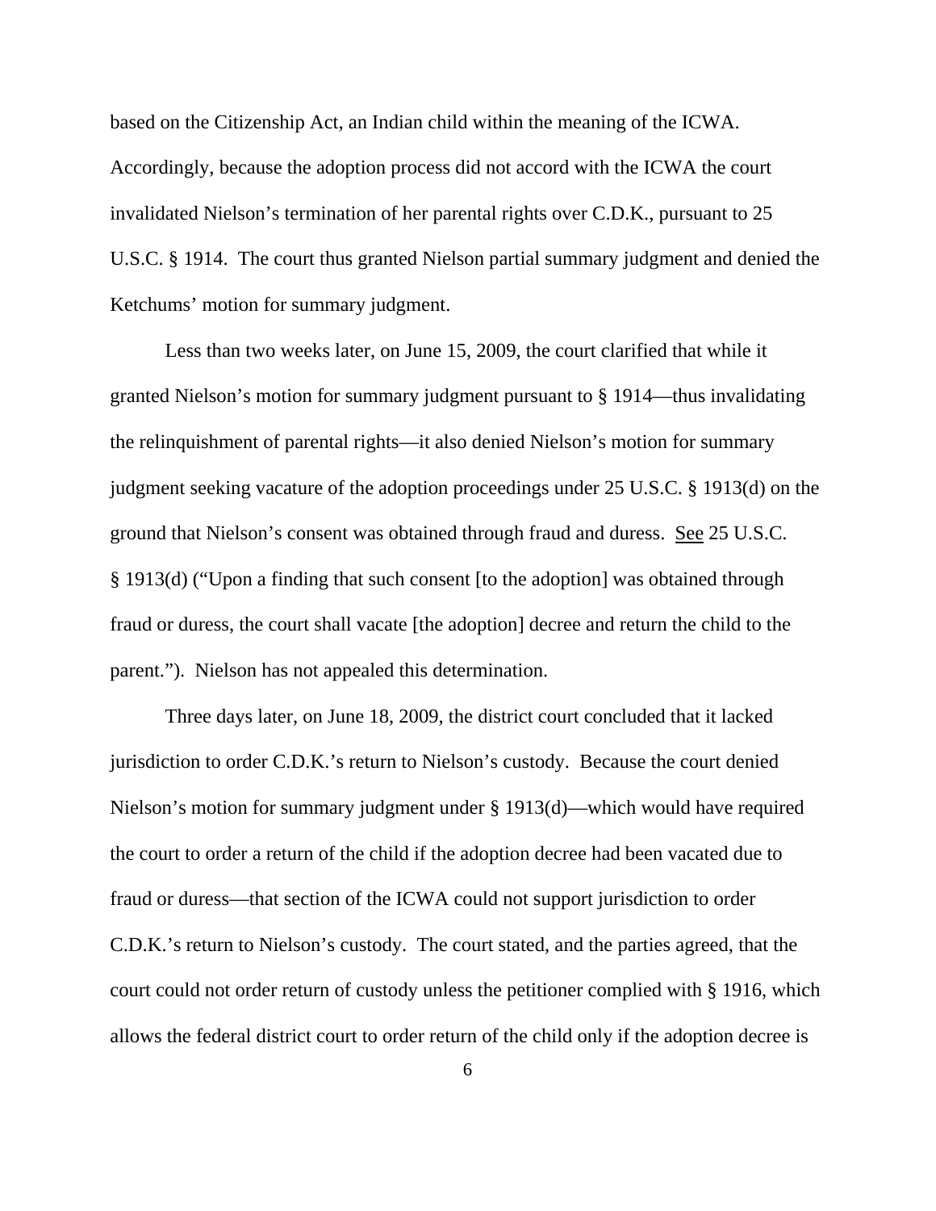based on the Citizenship Act, an Indian child within the meaning of the ICWA. Accordingly, because the adoption process did not accord with the ICWA the court invalidated Nielson's termination of her parental rights over C.D.K., pursuant to 25 U.S.C. § 1914. The court thus granted Nielson partial summary judgment and denied the Ketchums' motion for summary judgment.

Less than two weeks later, on June 15, 2009, the court clarified that while it granted Nielson's motion for summary judgment pursuant to § 1914—thus invalidating the relinquishment of parental rights—it also denied Nielson's motion for summary judgment seeking vacature of the adoption proceedings under 25 U.S.C. § 1913(d) on the ground that Nielson's consent was obtained through fraud and duress. See 25 U.S.C. § 1913(d) ("Upon a finding that such consent [to the adoption] was obtained through fraud or duress, the court shall vacate [the adoption] decree and return the child to the parent."). Nielson has not appealed this determination.

Three days later, on June 18, 2009, the district court concluded that it lacked jurisdiction to order C.D.K.'s return to Nielson's custody. Because the court denied Nielson's motion for summary judgment under § 1913(d)—which would have required the court to order a return of the child if the adoption decree had been vacated due to fraud or duress—that section of the ICWA could not support jurisdiction to order C.D.K.'s return to Nielson's custody. The court stated, and the parties agreed, that the court could not order return of custody unless the petitioner complied with § 1916, which allows the federal district court to order return of the child only if the adoption decree is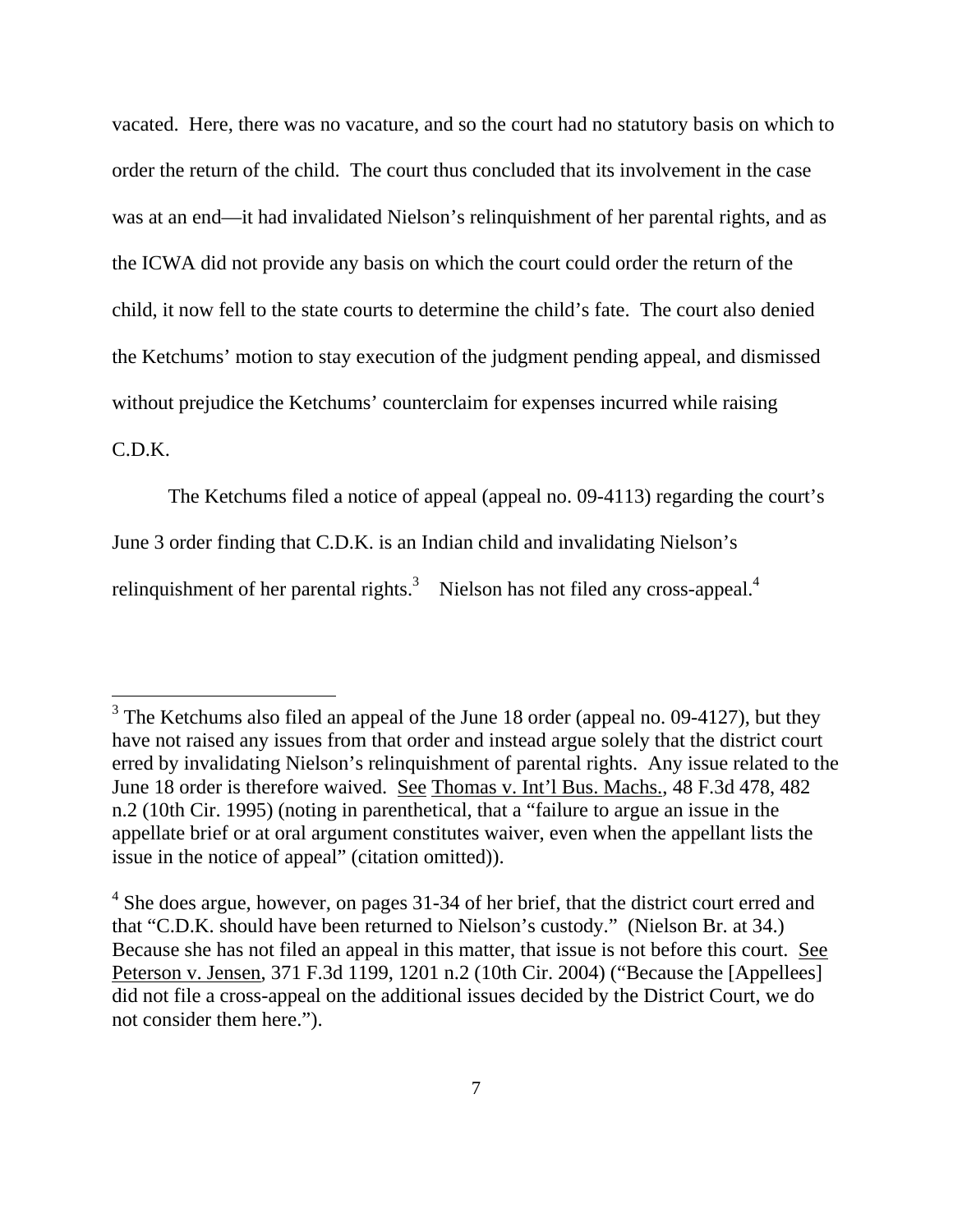vacated. Here, there was no vacature, and so the court had no statutory basis on which to order the return of the child. The court thus concluded that its involvement in the case was at an end—it had invalidated Nielson's relinquishment of her parental rights, and as the ICWA did not provide any basis on which the court could order the return of the child, it now fell to the state courts to determine the child's fate. The court also denied the Ketchums' motion to stay execution of the judgment pending appeal, and dismissed without prejudice the Ketchums' counterclaim for expenses incurred while raising C.D.K.

The Ketchums filed a notice of appeal (appeal no. 09-4113) regarding the court's June 3 order finding that C.D.K. is an Indian child and invalidating Nielson's relinquishment of her parental rights.[3] Nielson has not filed any cross-appeal.[4]

---

[3] The Ketchums also filed an appeal of the June 18 order (appeal no. 09-4127), but they have not raised any issues from that order and instead argue solely that the district court erred by invalidating Nielson's relinquishment of parental rights. Any issue related to the June 18 order is therefore waived. See Thomas v. Int'l Bus. Machs., 48 F.3d 478, 482 n.2 (10th Cir. 1995) (noting in parenthetical, that a "failure to argue an issue in the appellate brief or at oral argument constitutes waiver, even when the appellant lists the issue in the notice of appeal" (citation omitted)).

[4] She does argue, however, on pages 31-34 of her brief, that the district court erred and that "C.D.K. should have been returned to Nielson's custody." (Nielson Br. at 34.) Because she has not filed an appeal in this matter, that issue is not before this court. See Peterson v. Jensen, 371 F.3d 1199, 1201 n.2 (10th Cir. 2004) ("Because the [Appellees] did not file a cross-appeal on the additional issues decided by the District Court, we do not consider them here.").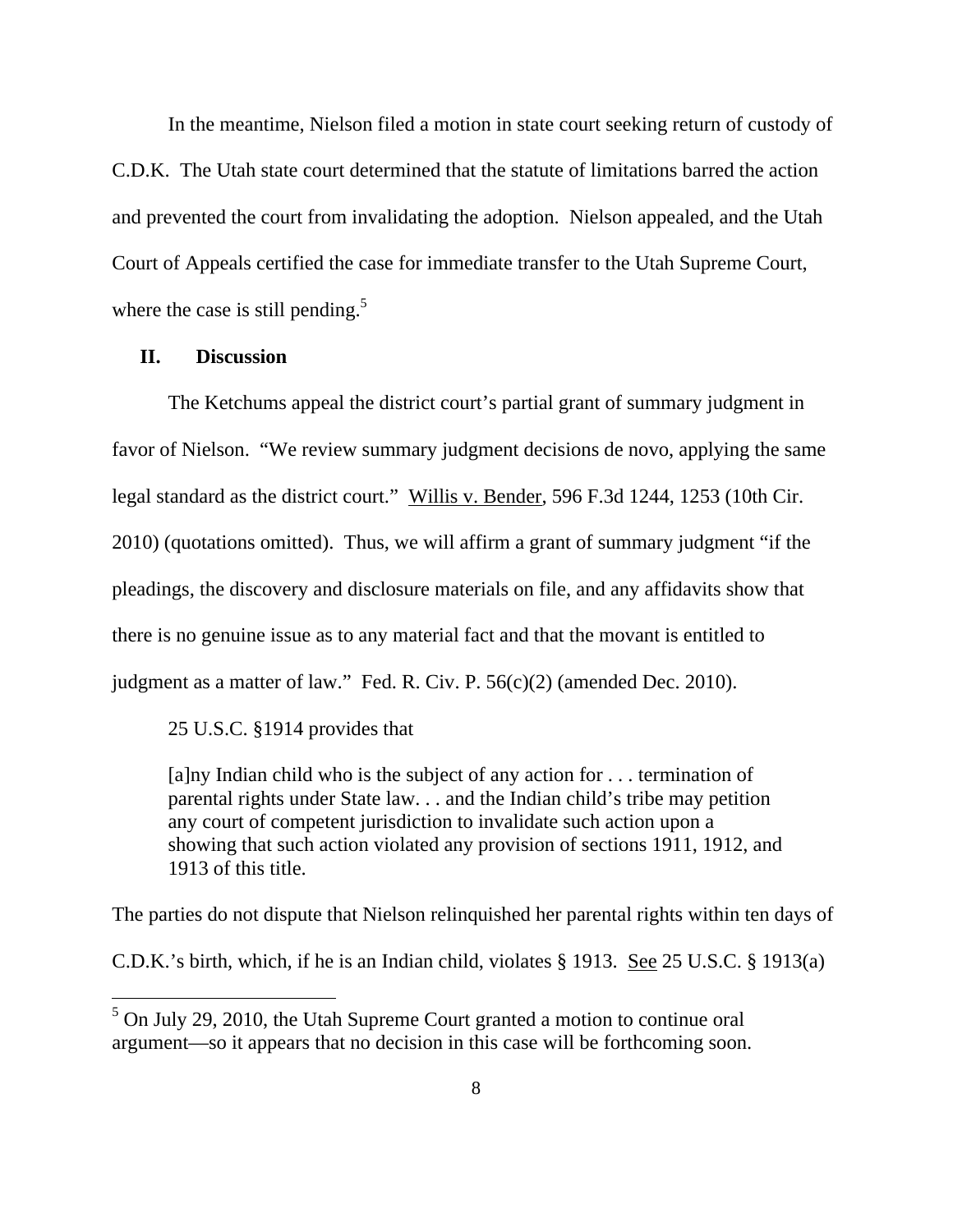In the meantime, Nielson filed a motion in state court seeking return of custody of C.D.K. The Utah state court determined that the statute of limitations barred the action and prevented the court from invalidating the adoption. Nielson appealed, and the Utah Court of Appeals certified the case for immediate transfer to the Utah Supreme Court, where the case is still pending.[5]

## II. Discussion

The Ketchums appeal the district court's partial grant of summary judgment in favor of Nielson. "We review summary judgment decisions de novo, applying the same legal standard as the district court." Willis v. Bender, 596 F.3d 1244, 1253 (10th Cir. 2010) (quotations omitted). Thus, we will affirm a grant of summary judgment "if the pleadings, the discovery and disclosure materials on file, and any affidavits show that there is no genuine issue as to any material fact and that the movant is entitled to judgment as a matter of law." Fed. R. Civ. P. 56(c)(2) (amended Dec. 2010).

25 U.S.C. §1914 provides that

> [a]ny Indian child who is the subject of any action for . . . termination of parental rights under State law. . . and the Indian child's tribe may petition any court of competent jurisdiction to invalidate such action upon a showing that such action violated any provision of sections 1911, 1912, and 1913 of this title.

The parties do not dispute that Nielson relinquished her parental rights within ten days of C.D.K.'s birth, which, if he is an Indian child, violates § 1913. See 25 U.S.C. § 1913(a)

[5] On July 29, 2010, the Utah Supreme Court granted a motion to continue oral argument—so it appears that no decision in this case will be forthcoming soon.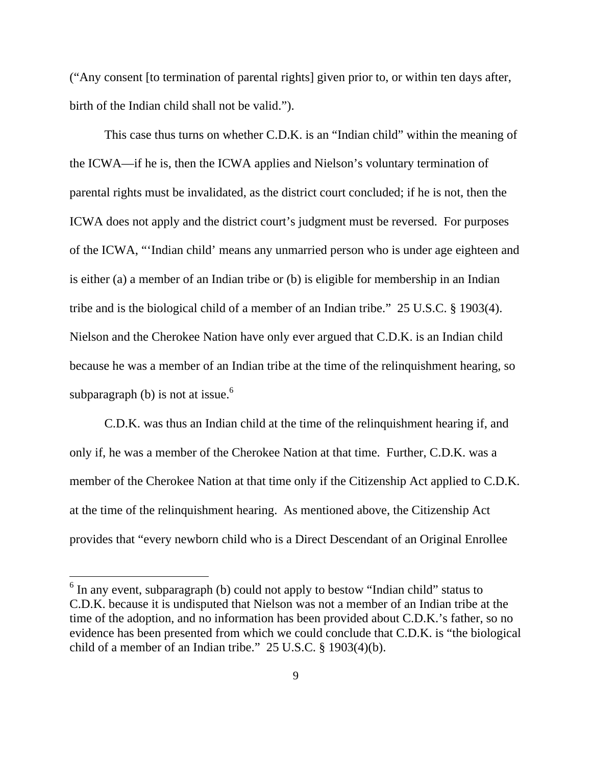("Any consent [to termination of parental rights] given prior to, or within ten days after, birth of the Indian child shall not be valid.").

This case thus turns on whether C.D.K. is an "Indian child" within the meaning of the ICWA—if he is, then the ICWA applies and Nielson's voluntary termination of parental rights must be invalidated, as the district court concluded; if he is not, then the ICWA does not apply and the district court's judgment must be reversed. For purposes of the ICWA, "'Indian child' means any unmarried person who is under age eighteen and is either (a) a member of an Indian tribe or (b) is eligible for membership in an Indian tribe and is the biological child of a member of an Indian tribe." 25 U.S.C. § 1903(4). Nielson and the Cherokee Nation have only ever argued that C.D.K. is an Indian child because he was a member of an Indian tribe at the time of the relinquishment hearing, so subparagraph (b) is not at issue.[6]

C.D.K. was thus an Indian child at the time of the relinquishment hearing if, and only if, he was a member of the Cherokee Nation at that time. Further, C.D.K. was a member of the Cherokee Nation at that time only if the Citizenship Act applied to C.D.K. at the time of the relinquishment hearing. As mentioned above, the Citizenship Act provides that "every newborn child who is a Direct Descendant of an Original Enrollee

---

[6] In any event, subparagraph (b) could not apply to bestow "Indian child" status to C.D.K. because it is undisputed that Nielson was not a member of an Indian tribe at the time of the adoption, and no information has been provided about C.D.K.'s father, so no evidence has been presented from which we could conclude that C.D.K. is "the biological child of a member of an Indian tribe." 25 U.S.C. § 1903(4)(b).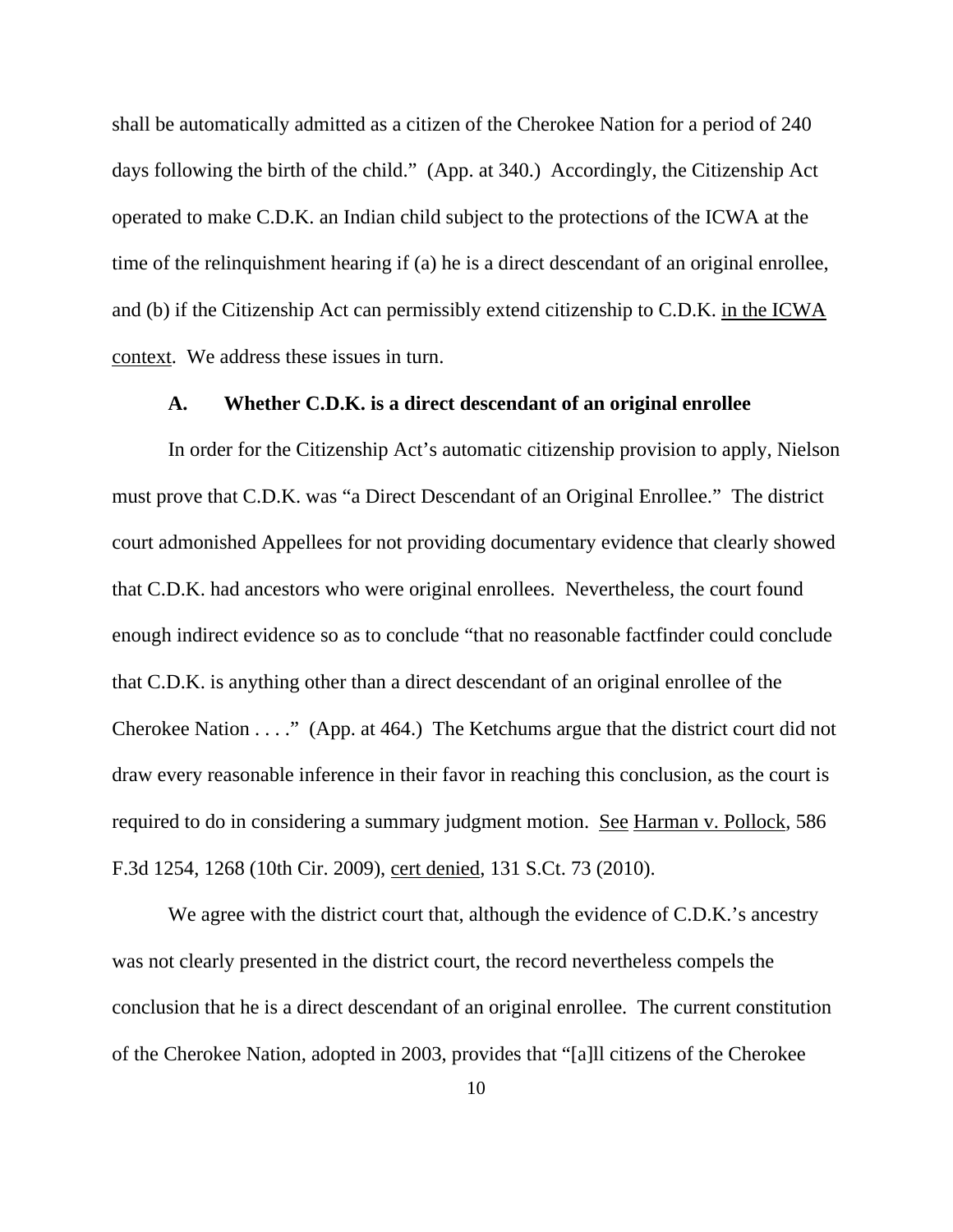shall be automatically admitted as a citizen of the Cherokee Nation for a period of 240 days following the birth of the child." (App. at 340.) Accordingly, the Citizenship Act operated to make C.D.K. an Indian child subject to the protections of the ICWA at the time of the relinquishment hearing if (a) he is a direct descendant of an original enrollee, and (b) if the Citizenship Act can permissibly extend citizenship to C.D.K. in the ICWA context. We address these issues in turn.

### A. Whether C.D.K. is a direct descendant of an original enrollee

In order for the Citizenship Act's automatic citizenship provision to apply, Nielson must prove that C.D.K. was "a Direct Descendant of an Original Enrollee." The district court admonished Appellees for not providing documentary evidence that clearly showed that C.D.K. had ancestors who were original enrollees. Nevertheless, the court found enough indirect evidence so as to conclude "that no reasonable factfinder could conclude that C.D.K. is anything other than a direct descendant of an original enrollee of the Cherokee Nation . . . ." (App. at 464.) The Ketchums argue that the district court did not draw every reasonable inference in their favor in reaching this conclusion, as the court is required to do in considering a summary judgment motion. See Harman v. Pollock, 586 F.3d 1254, 1268 (10th Cir. 2009), cert denied, 131 S.Ct. 73 (2010).

We agree with the district court that, although the evidence of C.D.K.'s ancestry was not clearly presented in the district court, the record nevertheless compels the conclusion that he is a direct descendant of an original enrollee. The current constitution of the Cherokee Nation, adopted in 2003, provides that "[a]ll citizens of the Cherokee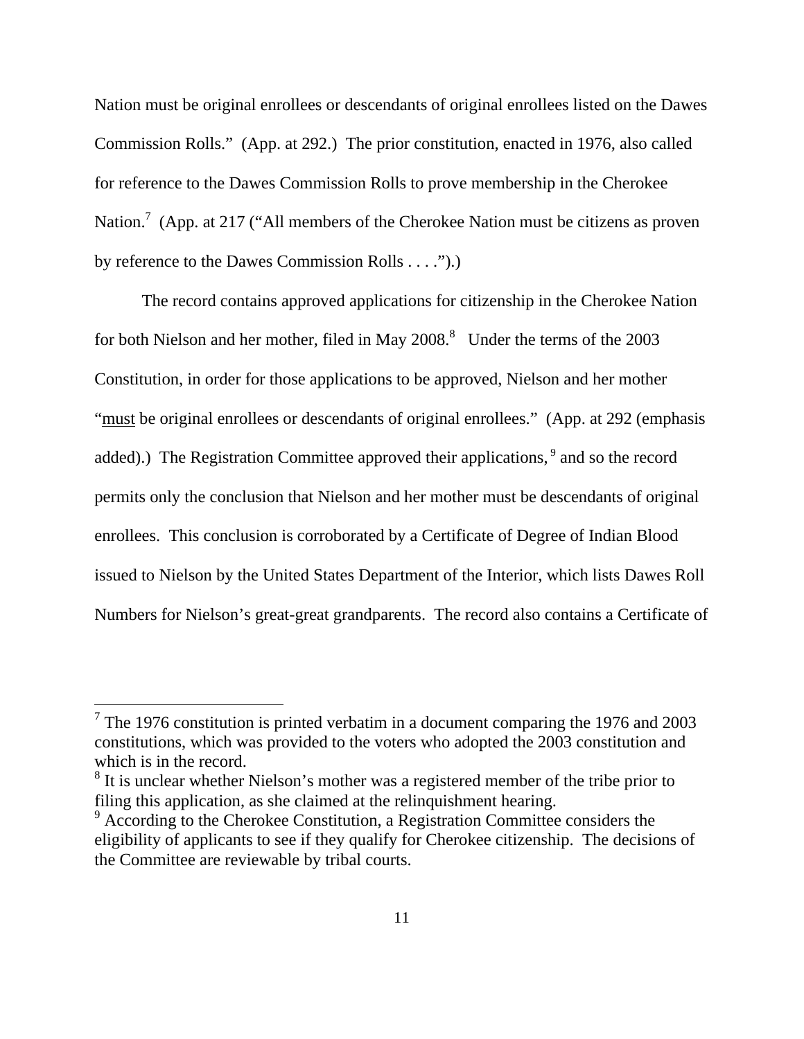Nation must be original enrollees or descendants of original enrollees listed on the Dawes Commission Rolls." (App. at 292.) The prior constitution, enacted in 1976, also called for reference to the Dawes Commission Rolls to prove membership in the Cherokee Nation.[7] (App. at 217 ("All members of the Cherokee Nation must be citizens as proven by reference to the Dawes Commission Rolls . . . .").)

The record contains approved applications for citizenship in the Cherokee Nation for both Nielson and her mother, filed in May 2008.[8] Under the terms of the 2003 Constitution, in order for those applications to be approved, Nielson and her mother "must be original enrollees or descendants of original enrollees." (App. at 292 (emphasis added).) The Registration Committee approved their applications,[9] and so the record permits only the conclusion that Nielson and her mother must be descendants of original enrollees. This conclusion is corroborated by a Certificate of Degree of Indian Blood issued to Nielson by the United States Department of the Interior, which lists Dawes Roll Numbers for Nielson's great-great grandparents. The record also contains a Certificate of

---

[7] The 1976 constitution is printed verbatim in a document comparing the 1976 and 2003 constitutions, which was provided to the voters who adopted the 2003 constitution and which is in the record.

[8] It is unclear whether Nielson's mother was a registered member of the tribe prior to filing this application, as she claimed at the relinquishment hearing.

[9] According to the Cherokee Constitution, a Registration Committee considers the eligibility of applicants to see if they qualify for Cherokee citizenship. The decisions of the Committee are reviewable by tribal courts.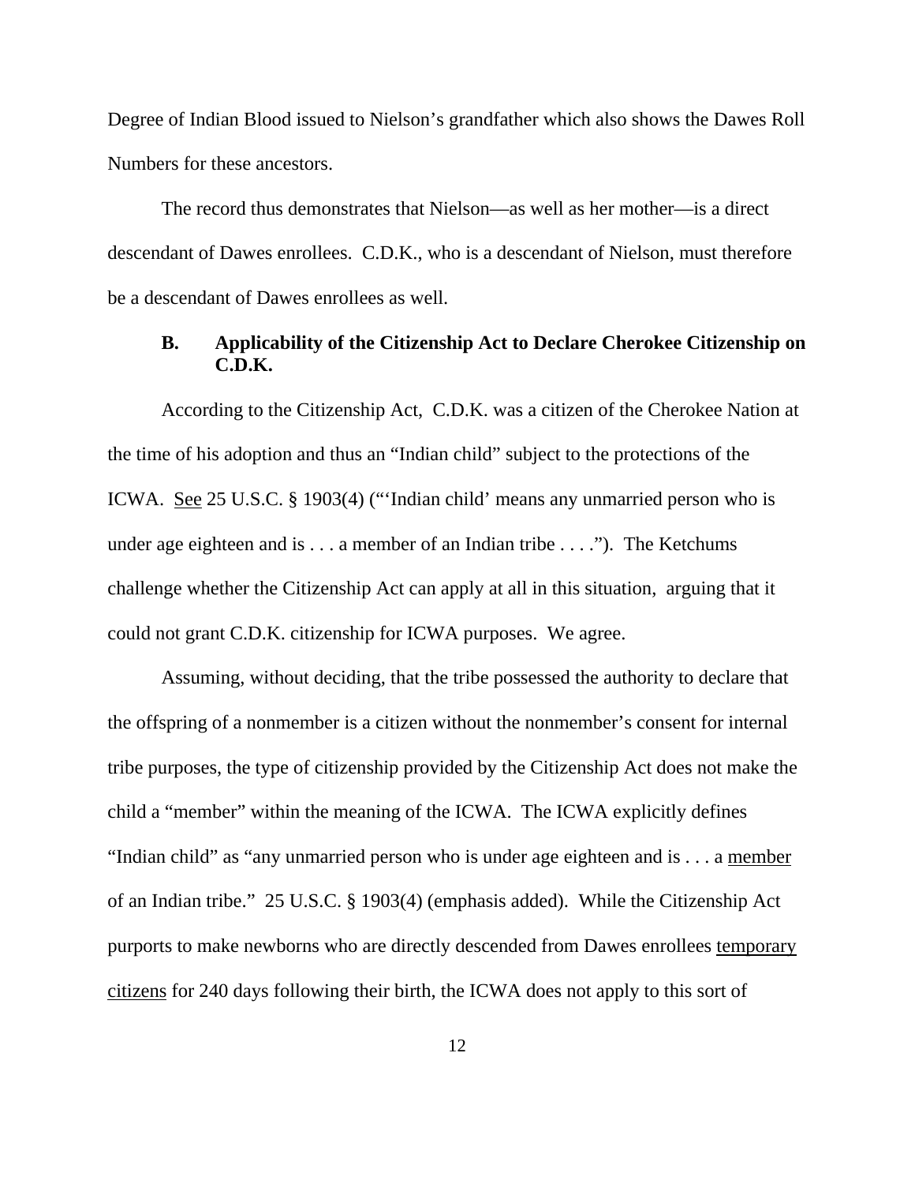Degree of Indian Blood issued to Nielson's grandfather which also shows the Dawes Roll Numbers for these ancestors.

The record thus demonstrates that Nielson—as well as her mother—is a direct descendant of Dawes enrollees. C.D.K., who is a descendant of Nielson, must therefore be a descendant of Dawes enrollees as well.

### B. Applicability of the Citizenship Act to Declare Cherokee Citizenship on C.D.K.

According to the Citizenship Act, C.D.K. was a citizen of the Cherokee Nation at the time of his adoption and thus an "Indian child" subject to the protections of the ICWA. See 25 U.S.C. § 1903(4) ("'Indian child' means any unmarried person who is under age eighteen and is . . . a member of an Indian tribe . . . ."). The Ketchums challenge whether the Citizenship Act can apply at all in this situation, arguing that it could not grant C.D.K. citizenship for ICWA purposes. We agree.

Assuming, without deciding, that the tribe possessed the authority to declare that the offspring of a nonmember is a citizen without the nonmember's consent for internal tribe purposes, the type of citizenship provided by the Citizenship Act does not make the child a "member" within the meaning of the ICWA. The ICWA explicitly defines "Indian child" as "any unmarried person who is under age eighteen and is . . . a member of an Indian tribe." 25 U.S.C. § 1903(4) (emphasis added). While the Citizenship Act purports to make newborns who are directly descended from Dawes enrollees temporary citizens for 240 days following their birth, the ICWA does not apply to this sort of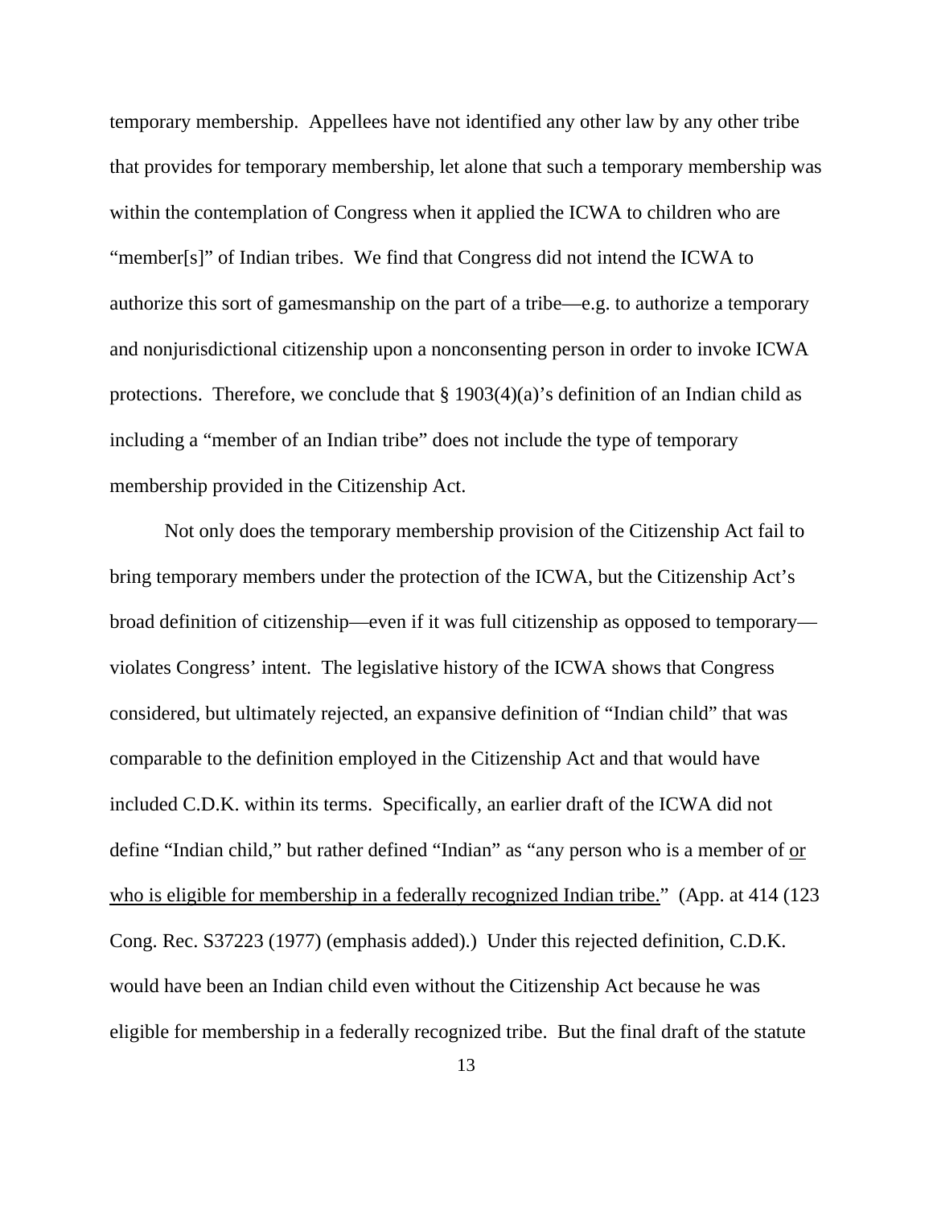temporary membership. Appellees have not identified any other law by any other tribe that provides for temporary membership, let alone that such a temporary membership was within the contemplation of Congress when it applied the ICWA to children who are "member[s]" of Indian tribes. We find that Congress did not intend the ICWA to authorize this sort of gamesmanship on the part of a tribe—e.g. to authorize a temporary and nonjurisdictional citizenship upon a nonconsenting person in order to invoke ICWA protections. Therefore, we conclude that § 1903(4)(a)'s definition of an Indian child as including a "member of an Indian tribe" does not include the type of temporary membership provided in the Citizenship Act.

Not only does the temporary membership provision of the Citizenship Act fail to bring temporary members under the protection of the ICWA, but the Citizenship Act's broad definition of citizenship—even if it was full citizenship as opposed to temporary—violates Congress' intent. The legislative history of the ICWA shows that Congress considered, but ultimately rejected, an expansive definition of "Indian child" that was comparable to the definition employed in the Citizenship Act and that would have included C.D.K. within its terms. Specifically, an earlier draft of the ICWA did not define "Indian child," but rather defined "Indian" as "any person who is a member of <u>or who is eligible for membership in a federally recognized Indian tribe.</u>" (App. at 414 (123 Cong. Rec. S37223 (1977) (emphasis added).) Under this rejected definition, C.D.K. would have been an Indian child even without the Citizenship Act because he was eligible for membership in a federally recognized tribe. But the final draft of the statute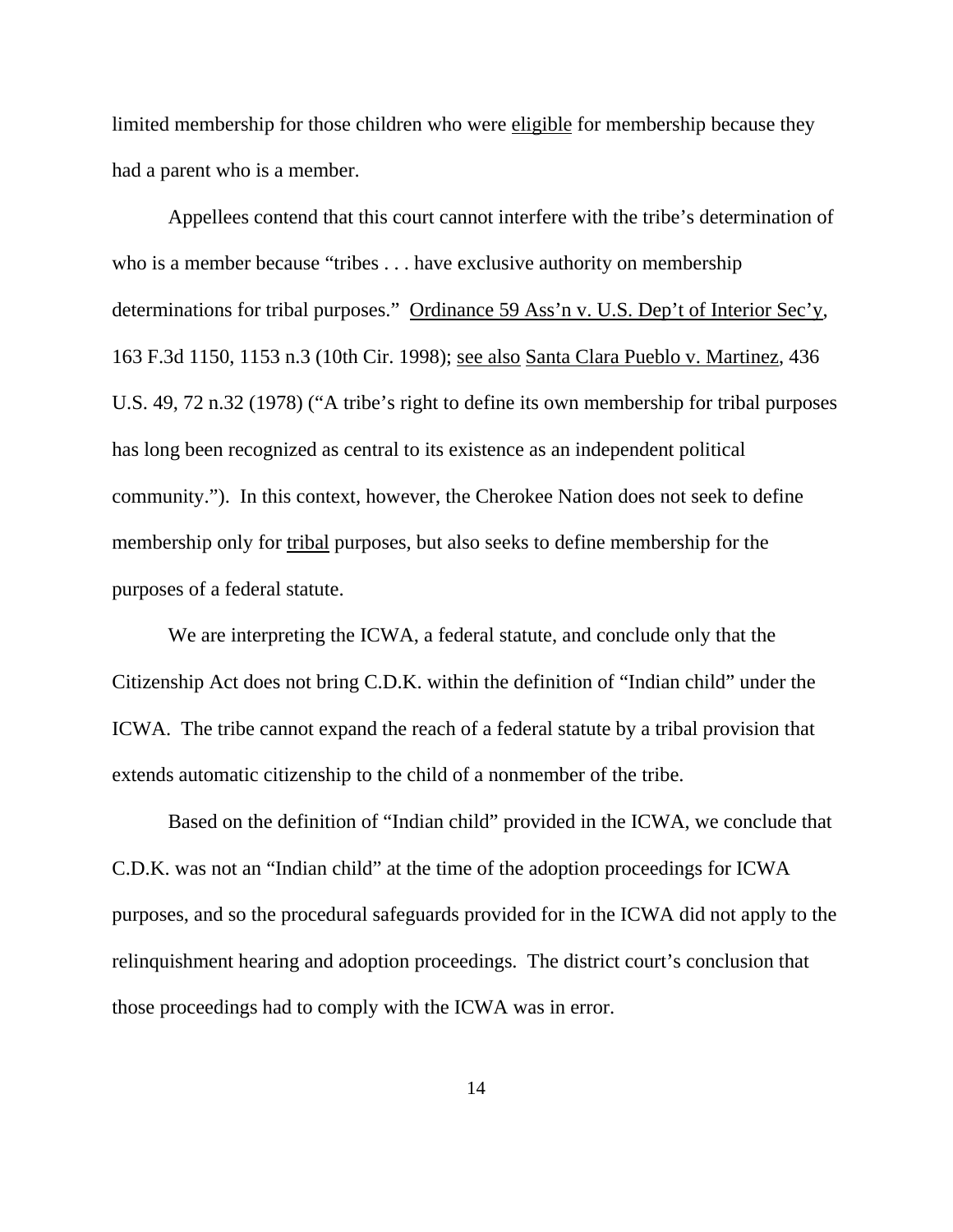limited membership for those children who were eligible for membership because they had a parent who is a member.

Appellees contend that this court cannot interfere with the tribe's determination of who is a member because "tribes . . . have exclusive authority on membership determinations for tribal purposes." Ordinance 59 Ass'n v. U.S. Dep't of Interior Sec'y, 163 F.3d 1150, 1153 n.3 (10th Cir. 1998); see also Santa Clara Pueblo v. Martinez, 436 U.S. 49, 72 n.32 (1978) ("A tribe's right to define its own membership for tribal purposes has long been recognized as central to its existence as an independent political community."). In this context, however, the Cherokee Nation does not seek to define membership only for tribal purposes, but also seeks to define membership for the purposes of a federal statute.

We are interpreting the ICWA, a federal statute, and conclude only that the Citizenship Act does not bring C.D.K. within the definition of "Indian child" under the ICWA. The tribe cannot expand the reach of a federal statute by a tribal provision that extends automatic citizenship to the child of a nonmember of the tribe.

Based on the definition of "Indian child" provided in the ICWA, we conclude that C.D.K. was not an "Indian child" at the time of the adoption proceedings for ICWA purposes, and so the procedural safeguards provided for in the ICWA did not apply to the relinquishment hearing and adoption proceedings. The district court's conclusion that those proceedings had to comply with the ICWA was in error.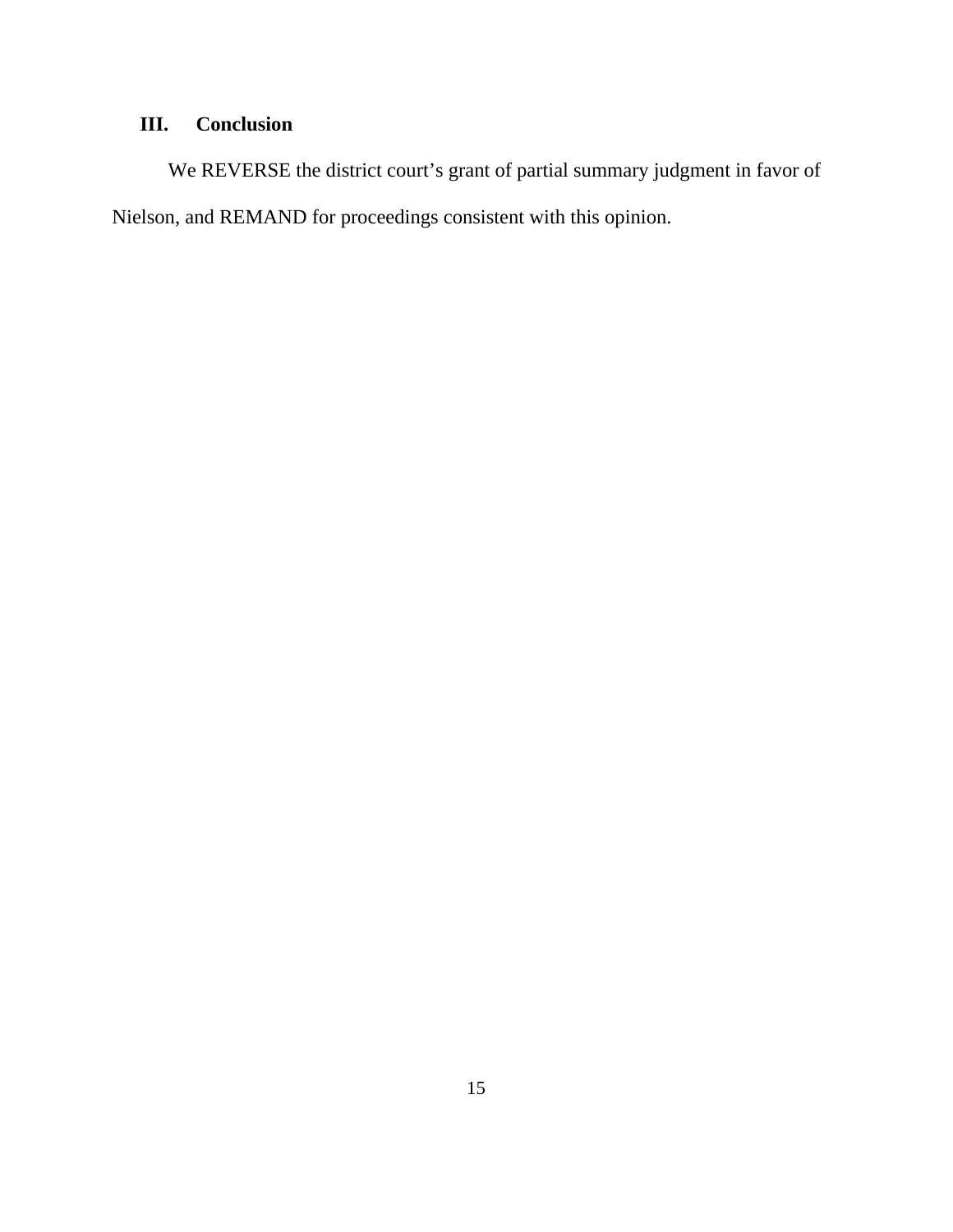## III. Conclusion

We REVERSE the district court's grant of partial summary judgment in favor of Nielson, and REMAND for proceedings consistent with this opinion.